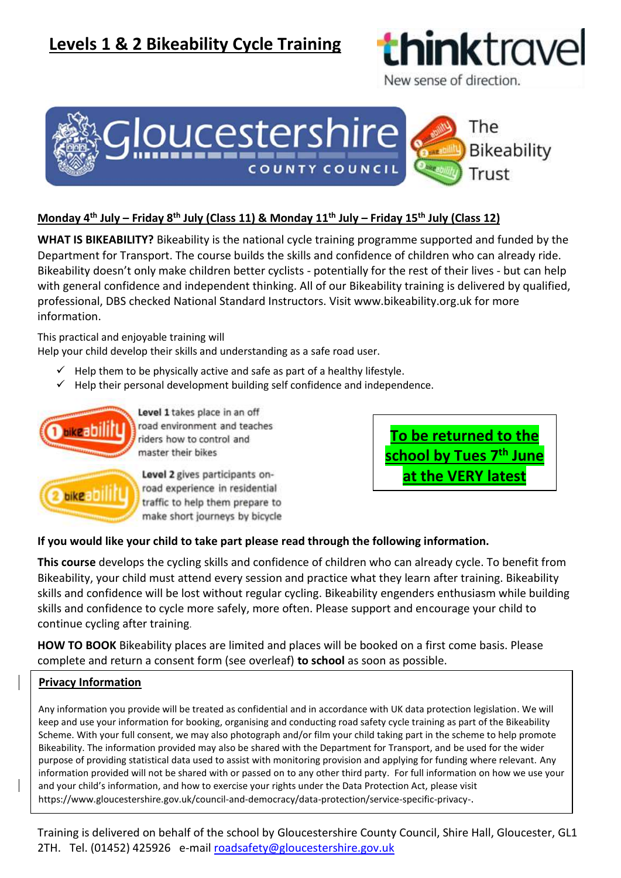# Levels 1 & 2 Bikeability Cycle Training

thinktravel
New sense of direction.

Gloucestershire COUNTY COUNCIL

The Bikeability Trust

**Monday 4th July – Friday 8th July (Class 11) & Monday 11th July – Friday 15th July (Class 12)**

**WHAT IS BIKEABILITY?** Bikeability is the national cycle training programme supported and funded by the Department for Transport. The course builds the skills and confidence of children who can already ride. Bikeability doesn't only make children better cyclists - potentially for the rest of their lives - but can help with general confidence and independent thinking. All of our Bikeability training is delivered by qualified, professional, DBS checked National Standard Instructors. Visit www.bikeability.org.uk for more information.

This practical and enjoyable training will
Help your child develop their skills and understanding as a safe road user.

- ✓ Help them to be physically active and safe as part of a healthy lifestyle.
- ✓ Help their personal development building self confidence and independence.

**Level 1** takes place in an off road environment and teaches riders how to control and master their bikes

**Level 2** gives participants on-road experience in residential traffic to help them prepare to make short journeys by bicycle

**To be returned to the school by Tues 7th June at the VERY latest**

**If you would like your child to take part please read through the following information.**

**This course** develops the cycling skills and confidence of children who can already cycle. To benefit from Bikeability, your child must attend every session and practice what they learn after training. Bikeability skills and confidence will be lost without regular cycling. Bikeability engenders enthusiasm while building skills and confidence to cycle more safely, more often. Please support and encourage your child to continue cycling after training.

**HOW TO BOOK** Bikeability places are limited and places will be booked on a first come basis. Please complete and return a consent form (see overleaf) **to school** as soon as possible.

**Privacy Information**

Any information you provide will be treated as confidential and in accordance with UK data protection legislation. We will keep and use your information for booking, organising and conducting road safety cycle training as part of the Bikeability Scheme. With your full consent, we may also photograph and/or film your child taking part in the scheme to help promote Bikeability. The information provided may also be shared with the Department for Transport, and be used for the wider purpose of providing statistical data used to assist with monitoring provision and applying for funding where relevant. Any information provided will not be shared with or passed on to any other third party. For full information on how we use your and your child's information, and how to exercise your rights under the Data Protection Act, please visit https://www.gloucestershire.gov.uk/council-and-democracy/data-protection/service-specific-privacy-.

Training is delivered on behalf of the school by Gloucestershire County Council, Shire Hall, Gloucester, GL1 2TH. Tel. (01452) 425926 e-mail roadsafety@gloucestershire.gov.uk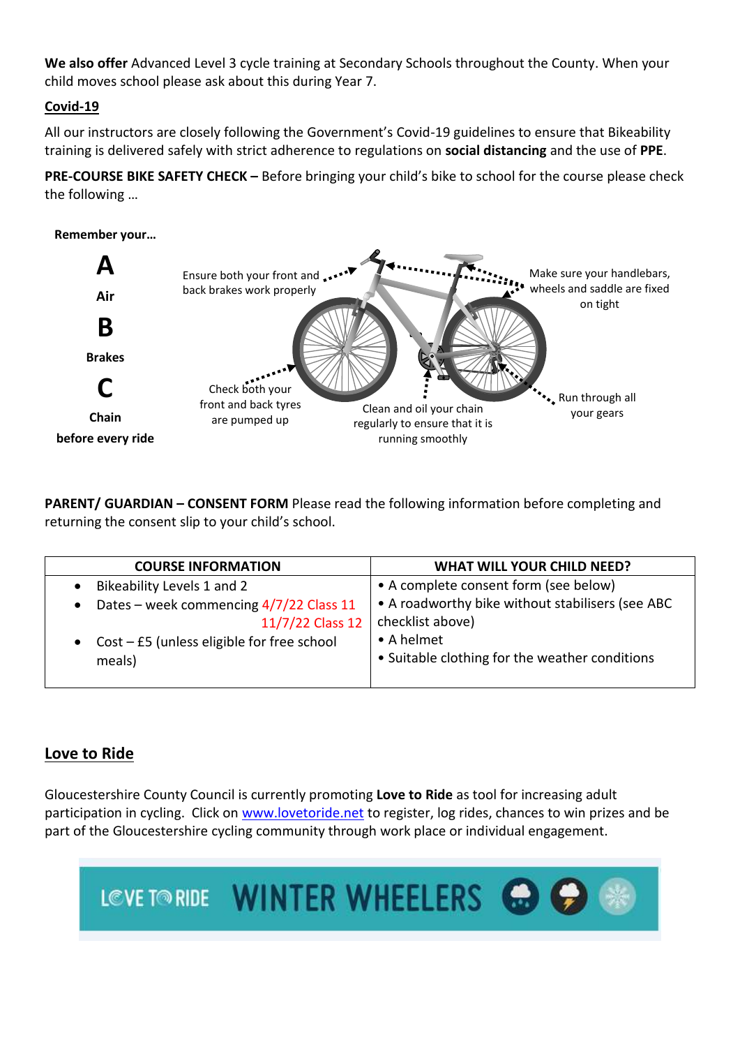**We also offer** Advanced Level 3 cycle training at Secondary Schools throughout the County. When your child moves school please ask about this during Year 7.

## Covid-19

All our instructors are closely following the Government's Covid-19 guidelines to ensure that Bikeability training is delivered safely with strict adherence to regulations on **social distancing** and the use of **PPE**.

**PRE-COURSE BIKE SAFETY CHECK –** Before bringing your child's bike to school for the course please check the following …

**Remember your…**

**A**

**Air**

**B**

**Brakes**

**C**

**Chain**

**before every ride**

Ensure both your front and back brakes work properly

Make sure your handlebars, wheels and saddle are fixed on tight

Check both your front and back tyres are pumped up

Clean and oil your chain regularly to ensure that it is running smoothly

Run through all your gears

**PARENT/ GUARDIAN – CONSENT FORM** Please read the following information before completing and returning the consent slip to your child's school.

| COURSE INFORMATION | WHAT WILL YOUR CHILD NEED? |
|---|---|
| • Bikeability Levels 1 and 2<br>• Dates – week commencing 4/7/22 Class 11<br>11/7/22 Class 12<br>• Cost – £5 (unless eligible for free school meals) | • A complete consent form (see below)<br>• A roadworthy bike without stabilisers (see ABC checklist above)<br>• A helmet<br>• Suitable clothing for the weather conditions |

## Love to Ride

Gloucestershire County Council is currently promoting **Love to Ride** as tool for increasing adult participation in cycling. Click on www.lovetoride.net to register, log rides, chances to win prizes and be part of the Gloucestershire cycling community through work place or individual engagement.

LOVE TO RIDE WINTER WHEELERS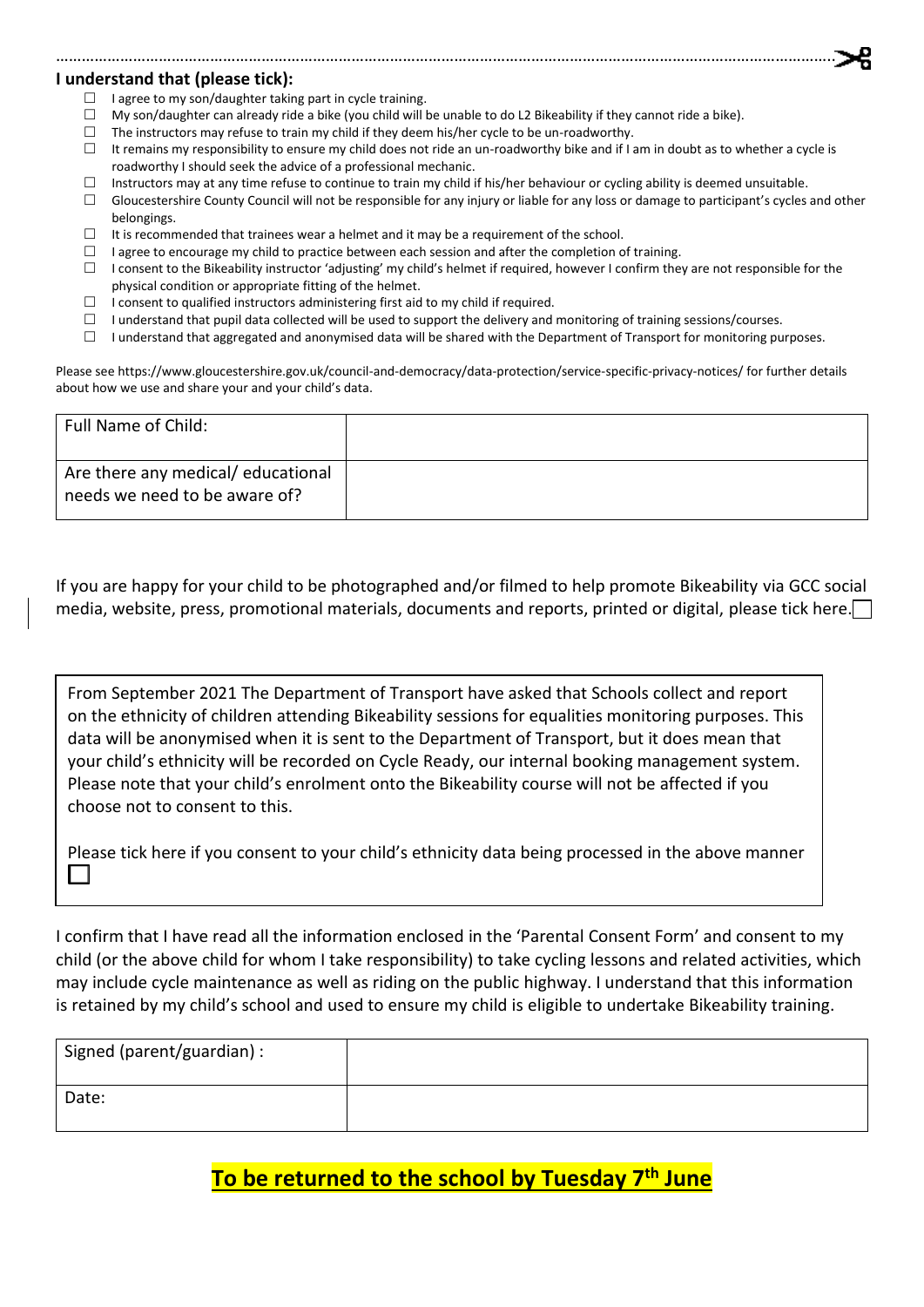**I understand that (please tick):**

- ☐ I agree to my son/daughter taking part in cycle training.
- ☐ My son/daughter can already ride a bike (you child will be unable to do L2 Bikeability if they cannot ride a bike).
- ☐ The instructors may refuse to train my child if they deem his/her cycle to be un-roadworthy.
- ☐ It remains my responsibility to ensure my child does not ride an un-roadworthy bike and if I am in doubt as to whether a cycle is roadworthy I should seek the advice of a professional mechanic.
- ☐ Instructors may at any time refuse to continue to train my child if his/her behaviour or cycling ability is deemed unsuitable.
- ☐ Gloucestershire County Council will not be responsible for any injury or liable for any loss or damage to participant's cycles and other belongings.
- ☐ It is recommended that trainees wear a helmet and it may be a requirement of the school.
- ☐ I agree to encourage my child to practice between each session and after the completion of training.
- ☐ I consent to the Bikeability instructor 'adjusting' my child's helmet if required, however I confirm they are not responsible for the physical condition or appropriate fitting of the helmet.
- ☐ I consent to qualified instructors administering first aid to my child if required.
- ☐ I understand that pupil data collected will be used to support the delivery and monitoring of training sessions/courses.
- ☐ I understand that aggregated and anonymised data will be shared with the Department of Transport for monitoring purposes.

Please see https://www.gloucestershire.gov.uk/council-and-democracy/data-protection/service-specific-privacy-notices/ for further details about how we use and share your and your child's data.

| | |
|---|---|
| Full Name of Child: | |
| Are there any medical/ educational needs we need to be aware of? | |

If you are happy for your child to be photographed and/or filmed to help promote Bikeability via GCC social media, website, press, promotional materials, documents and reports, printed or digital, please tick here. ☐

From September 2021 The Department of Transport have asked that Schools collect and report on the ethnicity of children attending Bikeability sessions for equalities monitoring purposes. This data will be anonymised when it is sent to the Department of Transport, but it does mean that your child's ethnicity will be recorded on Cycle Ready, our internal booking management system. Please note that your child's enrolment onto the Bikeability course will not be affected if you choose not to consent to this.

Please tick here if you consent to your child's ethnicity data being processed in the above manner ☐

I confirm that I have read all the information enclosed in the 'Parental Consent Form' and consent to my child (or the above child for whom I take responsibility) to take cycling lessons and related activities, which may include cycle maintenance as well as riding on the public highway. I understand that this information is retained by my child's school and used to ensure my child is eligible to undertake Bikeability training.

| | |
|---|---|
| Signed (parent/guardian) : | |
| Date: | |

**To be returned to the school by Tuesday 7th June**